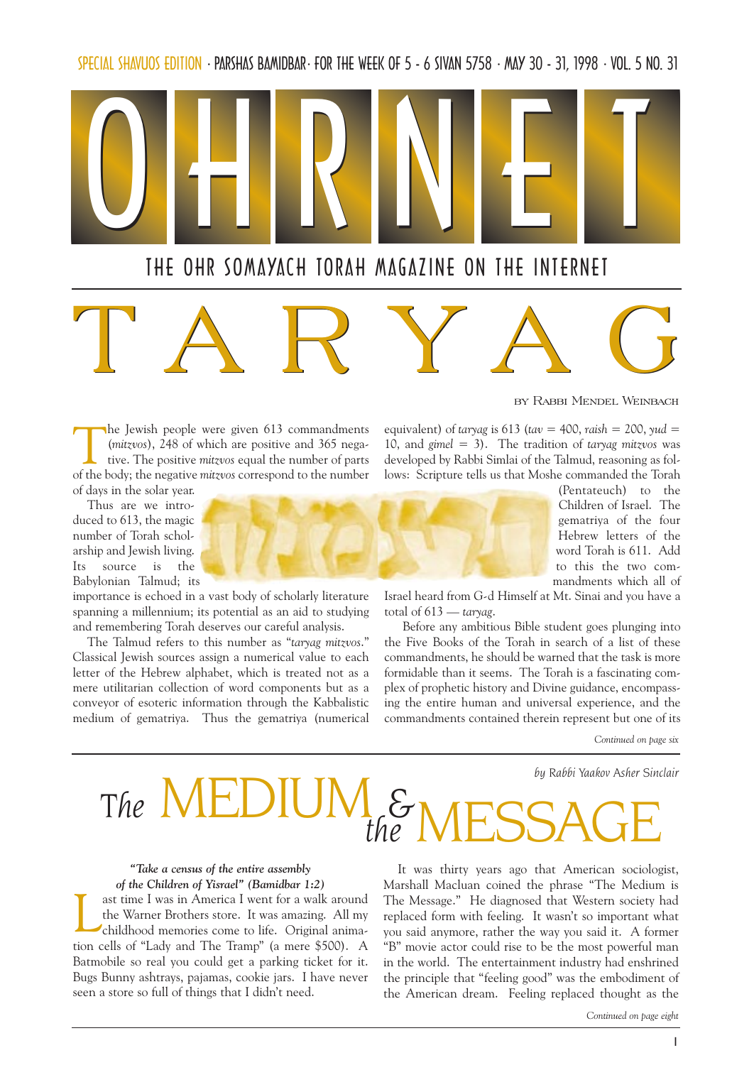SPECIAL SHAVUOS EDITION · PARSHAS BAMIDBAR · FOR THE WEEK OF 5 - 6 SIVAN 5758 · MAY 30 - 31, 1998 · VOL. 5 NO. 31

# OHRNET

THE OHR SOMAYACH TORAH MAGAZINE ON THE INTERNET

# TARYAG

BY RABBI MENDEL WEINBACH

The Jewish people were given 613 commandments (*mitzvos*), 248 of which are positive and 365 negative. The positive *mitzvos* equal the number of parts of the body; the negative *mitzvos* correspond to the number of days in the solar year.

Thus are we introduced to 613, the magic number of Torah scholarship and Jewish living. Its source is the Babylonian Talmud; its importance is echoed in a vast body of scholarly literature spanning a millennium; its potential as an aid to studying and remembering Torah deserves our careful analysis.

The Talmud refers to this number as "*taryag mitzvos*." Classical Jewish sources assign a numerical value to each letter of the Hebrew alphabet, which is treated not as a mere utilitarian collection of word components but as a conveyor of esoteric information through the Kabbalistic medium of gematriya. Thus the gematriya (numerical equivalent) of *taryag* is 613 (*tav* = 400, *raish* = 200, *yud* = 10, and *gimel* = 3). The tradition of *taryag mitzvos* was developed by Rabbi Simlai of the Talmud, reasoning as follows: Scripture tells us that Moshe commanded the Torah (Pentateuch) to the Children of Israel. The gematriya of the four Hebrew letters of the word Torah is 611. Add to this the two commandments which all of Israel heard from G-d Himself at Mt. Sinai and you have a total of 613 — *taryag*.

Before any ambitious Bible student goes plunging into the Five Books of the Torah in search of a list of these commandments, he should be warned that the task is more formidable than it seems. The Torah is a fascinating complex of prophetic history and Divine guidance, encompassing the entire human and universal experience, and the commandments contained therein represent but one of its

*Continued on page six*

*by Rabbi Yaakov Asher Sinclair*

# The MEDIUM & the MESSAGE

***"Take a census of the entire assembly of the Children of Yisrael" (Bamidbar 1:2)***

Last time I was in America I went for a walk around the Warner Brothers store. It was amazing. All my childhood memories come to life. Original animation cells of "Lady and The Tramp" (a mere $500). A Batmobile so real you could get a parking ticket for it. Bugs Bunny ashtrays, pajamas, cookie jars. I have never seen a store so full of things that I didn't need.

It was thirty years ago that American sociologist, Marshall Macluan coined the phrase "The Medium is The Message." He diagnosed that Western society had replaced form with feeling. It wasn't so important what you said anymore, rather the way you said it. A former "B" movie actor could rise to be the most powerful man in the world. The entertainment industry had enshrined the principle that "feeling good" was the embodiment of the American dream. Feeling replaced thought as the

*Continued on page eight*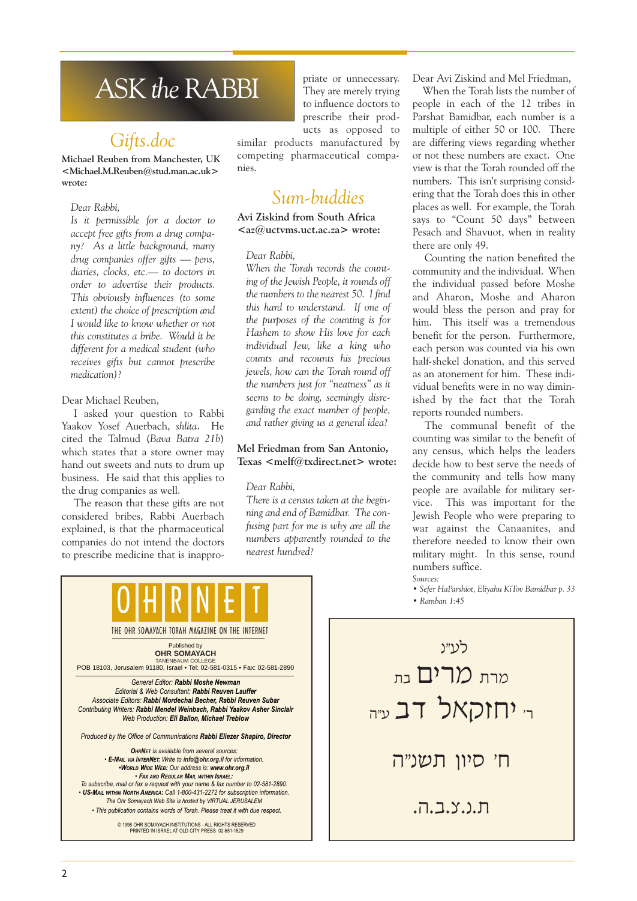# ASK *the* RABBI

## *Gifts.doc*

**Michael Reuben from Manchester, UK <Michael.M.Reuben@stud.man.ac.uk> wrote:**

> *Dear Rabbi,*
> *Is it permissible for a doctor to accept free gifts from a drug company? As a little background, many drug companies offer gifts — pens, diaries, clocks, etc.— to doctors in order to advertise their products. This obviously influences (to some extent) the choice of prescription and I would like to know whether or not this constitutes a bribe. Would it be different for a medical student (who receives gifts but cannot prescribe medication)?*

Dear Michael Reuben,

I asked your question to Rabbi Yaakov Yosef Auerbach, *shlita*. He cited the Talmud (*Bava Batra 21b*) which states that a store owner may hand out sweets and nuts to drum up business. He said that this applies to the drug companies as well.

The reason that these gifts are not considered bribes, Rabbi Auerbach explained, is that the pharmaceutical companies do not intend the doctors to prescribe medicine that is inappropriate or unnecessary. They are merely trying to influence doctors to prescribe their products as opposed to similar products manufactured by competing pharmaceutical companies.

## *Sum-buddies*

**Avi Ziskind from South Africa <az@uctvms.uct.ac.za> wrote:**

> *Dear Rabbi,*
> *When the Torah records the counting of the Jewish People, it rounds off the numbers to the nearest 50. I find this hard to understand. If one of the purposes of the counting is for Hashem to show His love for each individual Jew, like a king who counts and recounts his precious jewels, how can the Torah round off the numbers just for "neatness" as it seems to be doing, seemingly disregarding the exact number of people, and rather giving us a general idea?*

**Mel Friedman from San Antonio, Texas <melf@txdirect.net> wrote:**

> *Dear Rabbi,*
> *There is a census taken at the beginning and end of Bamidbar. The confusing part for me is why are all the numbers apparently rounded to the nearest hundred?*

Dear Avi Ziskind and Mel Friedman,

When the Torah lists the number of people in each of the 12 tribes in Parshat Bamidbar, each number is a multiple of either 50 or 100. There are differing views regarding whether or not these numbers are exact. One view is that the Torah rounded off the numbers. This isn't surprising considering that the Torah does this in other places as well. For example, the Torah says to "Count 50 days" between Pesach and Shavuot, when in reality there are only 49.

Counting the nation benefited the community and the individual. When the individual passed before Moshe and Aharon, Moshe and Aharon would bless the person and pray for him. This itself was a tremendous benefit for the person. Furthermore, each person was counted via his own half-shekel donation, and this served as an atonement for him. These individual benefits were in no way diminished by the fact that the Torah reports rounded numbers.

The communal benefit of the counting was similar to the benefit of any census, which helps the leaders decide how to best serve the needs of the community and tells how many people are available for military service. This was important for the Jewish People who were preparing to war against the Canaanites, and therefore needed to know their own military might. In this sense, round numbers suffice.

*Sources:*
- *Sefer HaParshiot, Eliyahu KiTov Bamidbar p. 33*
- *Ramban 1:45*

---

# OHRNET

THE OHR SOMAYACH TORAH MAGAZINE ON THE INTERNET

Published by
**OHR SOMAYACH**
TANENBAUM COLLEGE
POB 18103, Jerusalem 91180, Israel • Tel: 02-581-0315 • Fax: 02-581-2890

*General Editor:* ***Rabbi Moshe Newman***
*Editorial & Web Consultant:* ***Rabbi Reuven Lauffer***
*Associate Editors:* ***Rabbi Mordechai Becher, Rabbi Reuven Subar***
*Contributing Writers:* ***Rabbi Mendel Weinbach, Rabbi Yaakov Asher Sinclair***
*Web Production:* ***Eli Ballon, Michael Treblow***

*Produced by the Office of Communications* ***Rabbi Eliezer Shapiro, Director***

***OhrNet*** *is available from several sources:*
*•* ***E-Mail via InterNet:*** *Write to* ***info@ohr.org.il*** *for information.*
*•****World Wide Web:*** *Our address is:* ***www.ohr.org.il***
*•* ***Fax and Regular Mail within Israel:***
*To subscribe, mail or fax a request with your name & fax number to 02-581-2890.*
*•* ***US-Mail within North America:*** *Call 1-800-431-2272 for subscription information.*
*The Ohr Somayach Web Site is hosted by VIRTUAL JERUSALEM*
*• This publication contains words of Torah. Please treat it with due respect.*

© 1998 OHR SOMAYACH INSTITUTIONS - ALL RIGHTS RESERVED
PRINTED IN ISRAEL AT OLD CITY PRESS 02-651-1529

---

לע"נ
מרת מרים בת
ר' יחזקאל דב ע"ה

ח' סיון תשנ"ה

ת.נ.צ.ב.ה.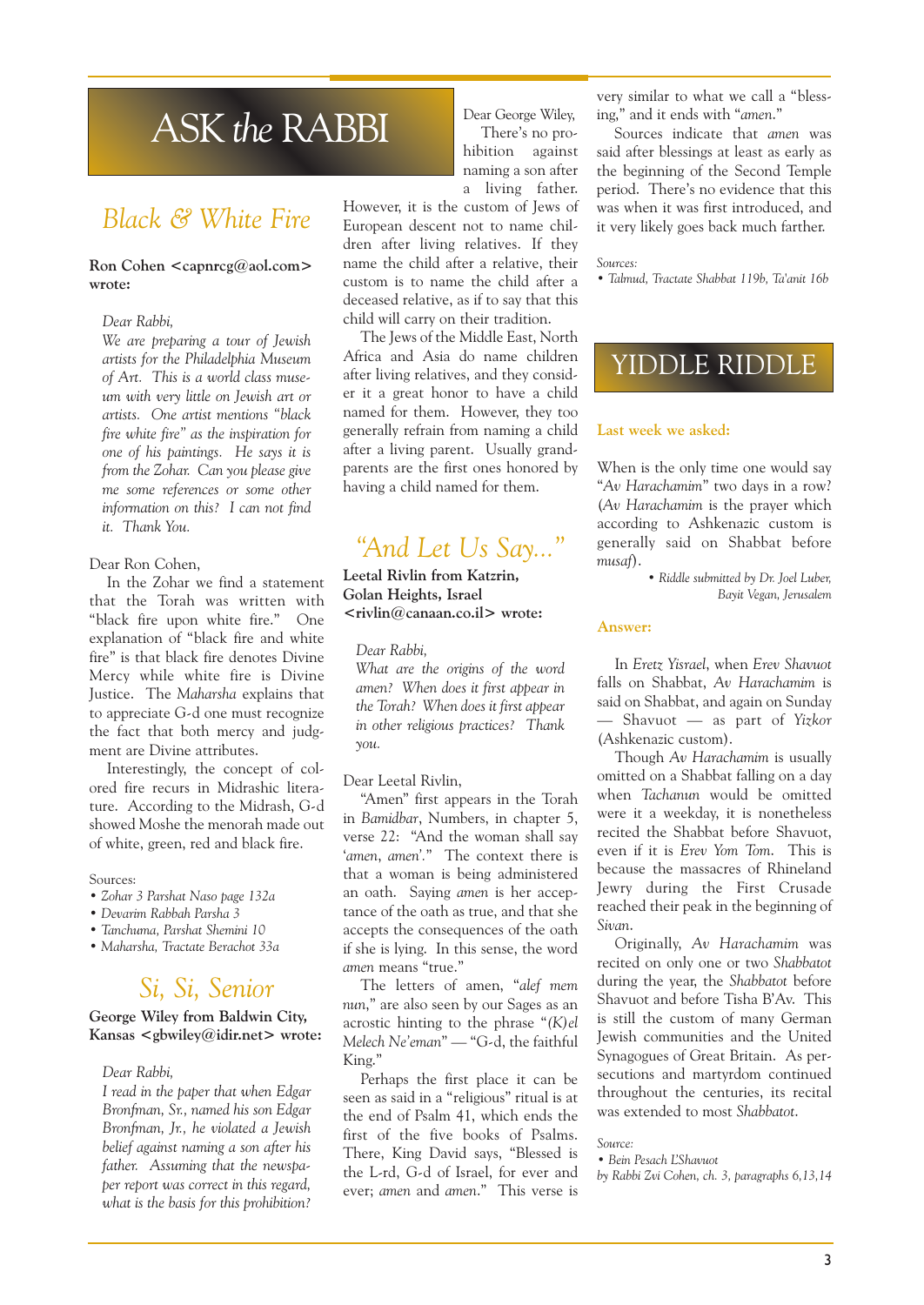# ASK *the* RABBI

## *Black & White Fire*

**Ron Cohen <capnrcg@aol.com> wrote:**

*Dear Rabbi,*

*We are preparing a tour of Jewish artists for the Philadelphia Museum of Art. This is a world class museum with very little on Jewish art or artists. One artist mentions "black fire white fire" as the inspiration for one of his paintings. He says it is from the Zohar. Can you please give me some references or some other information on this? I can not find it. Thank You.*

Dear Ron Cohen,

In the Zohar we find a statement that the Torah was written with "black fire upon white fire." One explanation of "black fire and white fire" is that black fire denotes Divine Mercy while white fire is Divine Justice. The *Maharsha* explains that to appreciate G-d one must recognize the fact that both mercy and judgment are Divine attributes.

Interestingly, the concept of colored fire recurs in Midrashic literature. According to the Midrash, G-d showed Moshe the menorah made out of white, green, red and black fire.

Sources:

- *Zohar 3 Parshat Naso page 132a*
- *Devarim Rabbah Parsha 3*
- *Tanchuma, Parshat Shemini 10*
- *Maharsha, Tractate Berachot 33a*

## *Si, Si, Senior*

**George Wiley from Baldwin City, Kansas <gbwiley@idir.net> wrote:**

*Dear Rabbi,*

*I read in the paper that when Edgar Bronfman, Sr., named his son Edgar Bronfman, Jr., he violated a Jewish belief against naming a son after his father. Assuming that the newspaper report was correct in this regard, what is the basis for this prohibition?*

Dear George Wiley,

There's no prohibition against naming a son after a living father. However, it is the custom of Jews of European descent not to name children after living relatives. If they name the child after a relative, their custom is to name the child after a deceased relative, as if to say that this child will carry on their tradition.

The Jews of the Middle East, North Africa and Asia do name children after living relatives, and they consider it a great honor to have a child named for them. However, they too generally refrain from naming a child after a living parent. Usually grandparents are the first ones honored by having a child named for them.

## *"And Let Us Say..."*

**Leetal Rivlin from Katzrin, Golan Heights, Israel <rivlin@canaan.co.il> wrote:**

*Dear Rabbi,*

*What are the origins of the word amen? When does it first appear in the Torah? When does it first appear in other religious practices? Thank you.*

Dear Leetal Rivlin,

"Amen" first appears in the Torah in *Bamidbar*, Numbers, in chapter 5, verse 22: "And the woman shall say '*amen, amen*'." The context there is that a woman is being administered an oath. Saying *amen* is her acceptance of the oath as true, and that she accepts the consequences of the oath if she is lying. In this sense, the word *amen* means "true."

The letters of amen, "*alef mem nun*," are also seen by our Sages as an acrostic hinting to the phrase "*(K)el Melech Ne'eman*" — "G-d, the faithful King."

Perhaps the first place it can be seen as said in a "religious" ritual is at the end of Psalm 41, which ends the first of the five books of Psalms. There, King David says, "Blessed is the L-rd, G-d of Israel, for ever and ever; *amen* and *amen*." This verse is very similar to what we call a "blessing," and it ends with "*amen*."

Sources indicate that *amen* was said after blessings at least as early as the beginning of the Second Temple period. There's no evidence that this was when it was first introduced, and it very likely goes back much farther.

*Sources:*

- *Talmud, Tractate Shabbat 119b, Ta'anit 16b*

# YIDDLE RIDDLE

**Last week we asked:**

When is the only time one would say "*Av Harachamim*" two days in a row? (*Av Harachamim* is the prayer which according to Ashkenazic custom is generally said on Shabbat before *musaf*).

• *Riddle submitted by Dr. Joel Luber, Bayit Vegan, Jerusalem*

**Answer:**

In *Eretz Yisrael*, when *Erev Shavuot* falls on Shabbat, *Av Harachamim* is said on Shabbat, and again on Sunday — Shavuot — as part of *Yizkor* (Ashkenazic custom).

Though *Av Harachamim* is usually omitted on a Shabbat falling on a day when *Tachanun* would be omitted were it a weekday, it is nonetheless recited the Shabbat before Shavuot, even if it is *Erev Yom Tom*. This is because the massacres of Rhineland Jewry during the First Crusade reached their peak in the beginning of *Sivan*.

Originally, *Av Harachamim* was recited on only one or two *Shabbatot* during the year, the *Shabbatot* before Shavuot and before Tisha B'Av. This is still the custom of many German Jewish communities and the United Synagogues of Great Britain. As persecutions and martyrdom continued throughout the centuries, its recital was extended to most *Shabbatot*.

*Source:*

- *Bein Pesach L'Shavuot by Rabbi Zvi Cohen, ch. 3, paragraphs 6,13,14*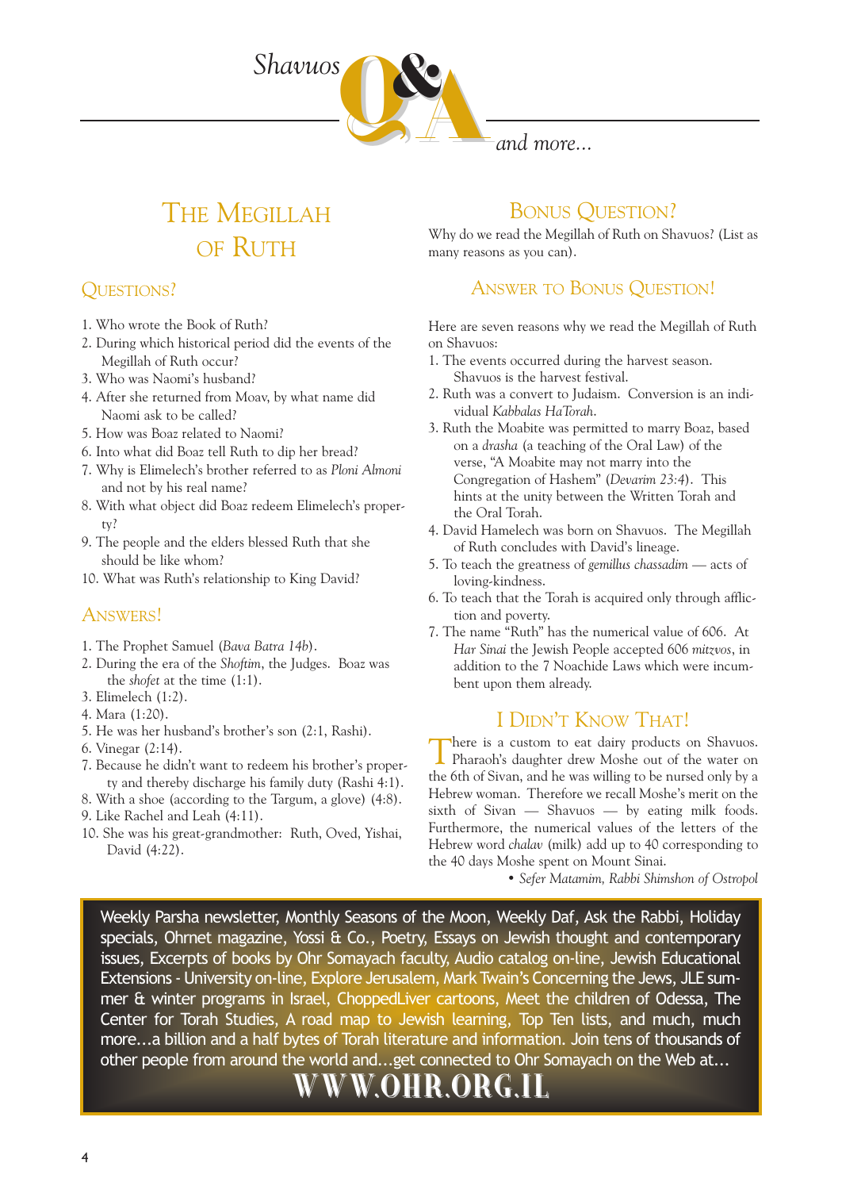# Shavuos Q&A and more...

## The Megillah of Ruth

### Questions?

1. Who wrote the Book of Ruth?
2. During which historical period did the events of the Megillah of Ruth occur?
3. Who was Naomi's husband?
4. After she returned from Moav, by what name did Naomi ask to be called?
5. How was Boaz related to Naomi?
6. Into what did Boaz tell Ruth to dip her bread?
7. Why is Elimelech's brother referred to as *Ploni Almoni* and not by his real name?
8. With what object did Boaz redeem Elimelech's property?
9. The people and the elders blessed Ruth that she should be like whom?
10. What was Ruth's relationship to King David?

### Answers!

1. The Prophet Samuel (*Bava Batra 14b*).
2. During the era of the *Shoftim*, the Judges. Boaz was the *shofet* at the time (1:1).
3. Elimelech (1:2).
4. Mara (1:20).
5. He was her husband's brother's son (2:1, Rashi).
6. Vinegar (2:14).
7. Because he didn't want to redeem his brother's property and thereby discharge his family duty (Rashi 4:1).
8. With a shoe (according to the Targum, a glove) (4:8).
9. Like Rachel and Leah (4:11).
10. She was his great-grandmother: Ruth, Oved, Yishai, David (4:22).

## Bonus Question?

Why do we read the Megillah of Ruth on Shavuos? (List as many reasons as you can).

## Answer to Bonus Question!

Here are seven reasons why we read the Megillah of Ruth on Shavuos:

1. The events occurred during the harvest season. Shavuos is the harvest festival.
2. Ruth was a convert to Judaism. Conversion is an individual *Kabbalas HaTorah*.
3. Ruth the Moabite was permitted to marry Boaz, based on a *drasha* (a teaching of the Oral Law) of the verse, "A Moabite may not marry into the Congregation of Hashem" (*Devarim 23:4*). This hints at the unity between the Written Torah and the Oral Torah.
4. David Hamelech was born on Shavuos. The Megillah of Ruth concludes with David's lineage.
5. To teach the greatness of *gemillus chassadim* — acts of loving-kindness.
6. To teach that the Torah is acquired only through affliction and poverty.
7. The name "Ruth" has the numerical value of 606. At *Har Sinai* the Jewish People accepted 606 *mitzvos*, in addition to the 7 Noachide Laws which were incumbent upon them already.

## I Didn't Know That!

There is a custom to eat dairy products on Shavuos. Pharaoh's daughter drew Moshe out of the water on the 6th of Sivan, and he was willing to be nursed only by a Hebrew woman. Therefore we recall Moshe's merit on the sixth of Sivan — Shavuos — by eating milk foods. Furthermore, the numerical values of the letters of the Hebrew word *chalav* (milk) add up to 40 corresponding to the 40 days Moshe spent on Mount Sinai.

• *Sefer Matamim, Rabbi Shimshon of Ostropol*

---

Weekly Parsha newsletter, Monthly Seasons of the Moon, Weekly Daf, Ask the Rabbi, Holiday specials, Ohrnet magazine, Yossi & Co., Poetry, Essays on Jewish thought and contemporary issues, Excerpts of books by Ohr Somayach faculty, Audio catalog on-line, Jewish Educational Extensions - University on-line, Explore Jerusalem, Mark Twain's Concerning the Jews, JLE summer & winter programs in Israel, ChoppedLiver cartoons, Meet the children of Odessa, The Center for Torah Studies, A road map to Jewish learning, Top Ten lists, and much, much more...a billion and a half bytes of Torah literature and information. Join tens of thousands of other people from around the world and...get connected to Ohr Somayach on the Web at...

**WWW.OHR.ORG.IL**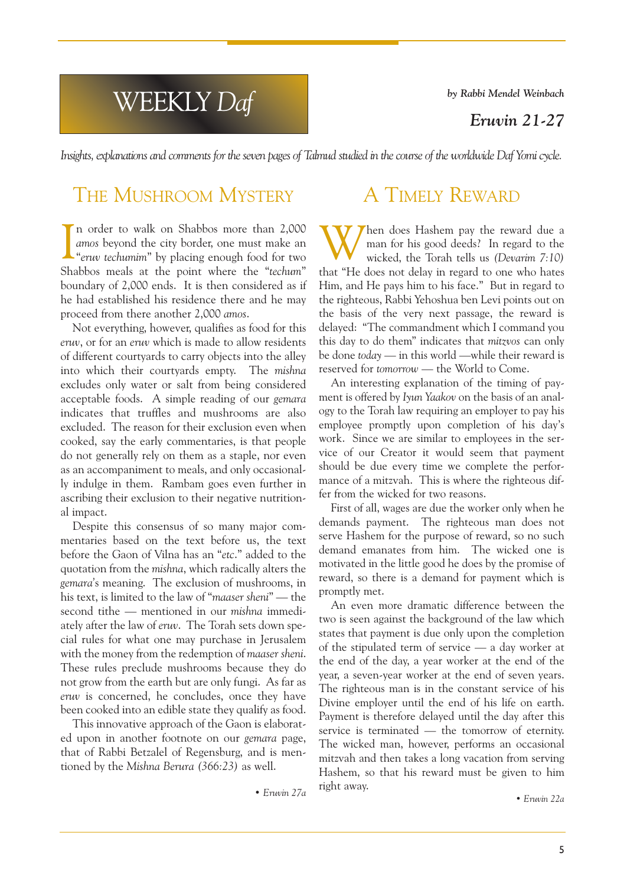# WEEKLY *Daf*

***by Rabbi Mendel Weinbach***

***Eruvin 21-27***

*Insights, explanations and comments for the seven pages of Talmud studied in the course of the worldwide Daf Yomi cycle.*

## THE MUSHROOM MYSTERY

In order to walk on Shabbos more than 2,000 *amos* beyond the city border, one must make an "*eruv techumim*" by placing enough food for two Shabbos meals at the point where the "*techum*" boundary of 2,000 ends. It is then considered as if he had established his residence there and he may proceed from there another 2,000 *amos*.

Not everything, however, qualifies as food for this *eruv*, or for an *eruv* which is made to allow residents of different courtyards to carry objects into the alley into which their courtyards empty. The *mishna* excludes only water or salt from being considered acceptable foods. A simple reading of our *gemara* indicates that truffles and mushrooms are also excluded. The reason for their exclusion even when cooked, say the early commentaries, is that people do not generally rely on them as a staple, nor even as an accompaniment to meals, and only occasionally indulge in them. Rambam goes even further in ascribing their exclusion to their negative nutritional impact.

Despite this consensus of so many major commentaries based on the text before us, the text before the Gaon of Vilna has an "*etc.*" added to the quotation from the *mishna*, which radically alters the *gemara*'s meaning. The exclusion of mushrooms, in his text, is limited to the law of "*maaser sheni*" — the second tithe — mentioned in our *mishna* immediately after the law of *eruv*. The Torah sets down special rules for what one may purchase in Jerusalem with the money from the redemption of *maaser sheni*. These rules preclude mushrooms because they do not grow from the earth but are only fungi. As far as *eruv* is concerned, he concludes, once they have been cooked into an edible state they qualify as food.

This innovative approach of the Gaon is elaborated upon in another footnote on our *gemara* page, that of Rabbi Betzalel of Regensburg, and is mentioned by the *Mishna Berura (366:23)* as well.

• *Eruvin 27a*

## A TIMELY REWARD

When does Hashem pay the reward due a man for his good deeds? In regard to the wicked, the Torah tells us *(Devarim 7:10)* that "He does not delay in regard to one who hates Him, and He pays him to his face." But in regard to the righteous, Rabbi Yehoshua ben Levi points out on the basis of the very next passage, the reward is delayed: "The commandment which I command you this day to do them" indicates that *mitzvos* can only be done *today* — in this world —while their reward is reserved for *tomorrow* — the World to Come.

An interesting explanation of the timing of payment is offered by *Iyun Yaakov* on the basis of an analogy to the Torah law requiring an employer to pay his employee promptly upon completion of his day's work. Since we are similar to employees in the service of our Creator it would seem that payment should be due every time we complete the performance of a mitzvah. This is where the righteous differ from the wicked for two reasons.

First of all, wages are due the worker only when he demands payment. The righteous man does not serve Hashem for the purpose of reward, so no such demand emanates from him. The wicked one is motivated in the little good he does by the promise of reward, so there is a demand for payment which is promptly met.

An even more dramatic difference between the two is seen against the background of the law which states that payment is due only upon the completion of the stipulated term of service — a day worker at the end of the day, a year worker at the end of the year, a seven-year worker at the end of seven years. The righteous man is in the constant service of his Divine employer until the end of his life on earth. Payment is therefore delayed until the day after this service is terminated — the tomorrow of eternity. The wicked man, however, performs an occasional mitzvah and then takes a long vacation from serving Hashem, so that his reward must be given to him right away.

• *Eruvin 22a*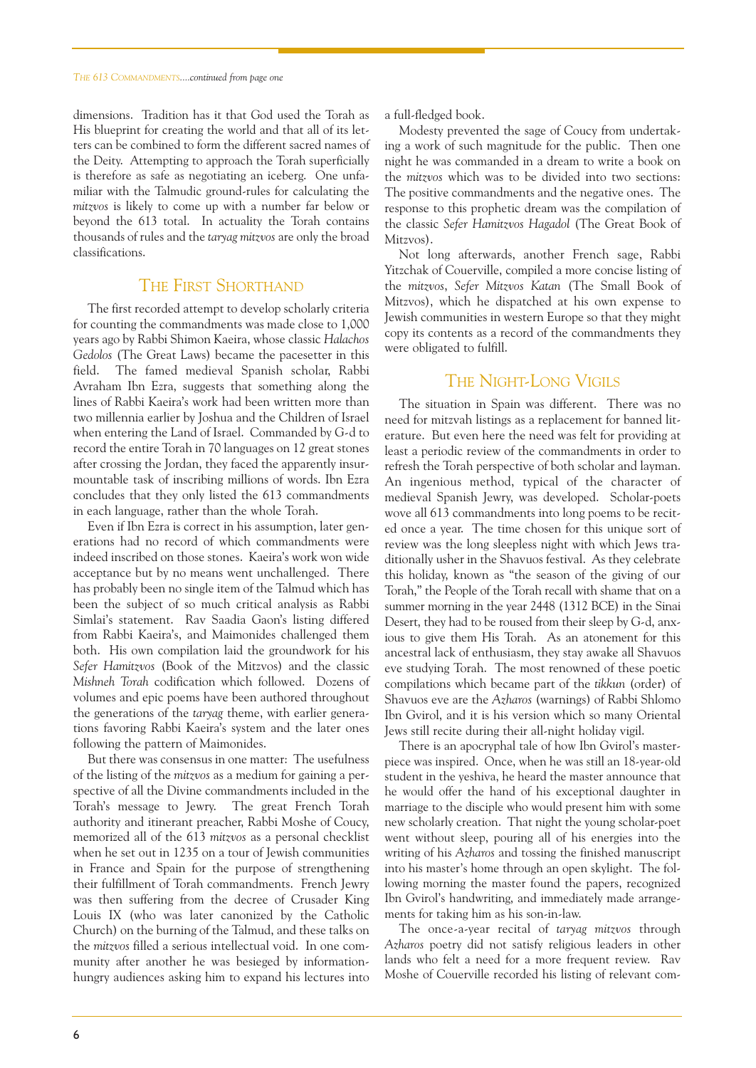*THE 613 COMMANDMENTS....continued from page one*

dimensions. Tradition has it that God used the Torah as His blueprint for creating the world and that all of its letters can be combined to form the different sacred names of the Deity. Attempting to approach the Torah superficially is therefore as safe as negotiating an iceberg. One unfamiliar with the Talmudic ground-rules for calculating the *mitzvos* is likely to come up with a number far below or beyond the 613 total. In actuality the Torah contains thousands of rules and the *taryag mitzvos* are only the broad classifications.

## THE FIRST SHORTHAND

The first recorded attempt to develop scholarly criteria for counting the commandments was made close to 1,000 years ago by Rabbi Shimon Kaeira, whose classic *Halachos Gedolos* (The Great Laws) became the pacesetter in this field. The famed medieval Spanish scholar, Rabbi Avraham Ibn Ezra, suggests that something along the lines of Rabbi Kaeira's work had been written more than two millennia earlier by Joshua and the Children of Israel when entering the Land of Israel. Commanded by G-d to record the entire Torah in 70 languages on 12 great stones after crossing the Jordan, they faced the apparently insurmountable task of inscribing millions of words. Ibn Ezra concludes that they only listed the 613 commandments in each language, rather than the whole Torah.

Even if Ibn Ezra is correct in his assumption, later generations had no record of which commandments were indeed inscribed on those stones. Kaeira's work won wide acceptance but by no means went unchallenged. There has probably been no single item of the Talmud which has been the subject of so much critical analysis as Rabbi Simlai's statement. Rav Saadia Gaon's listing differed from Rabbi Kaeira's, and Maimonides challenged them both. His own compilation laid the groundwork for his *Sefer Hamitzvos* (Book of the Mitzvos) and the classic *Mishneh Torah* codification which followed. Dozens of volumes and epic poems have been authored throughout the generations of the *taryag* theme, with earlier generations favoring Rabbi Kaeira's system and the later ones following the pattern of Maimonides.

But there was consensus in one matter: The usefulness of the listing of the *mitzvos* as a medium for gaining a perspective of all the Divine commandments included in the Torah's message to Jewry. The great French Torah authority and itinerant preacher, Rabbi Moshe of Coucy, memorized all of the 613 *mitzvos* as a personal checklist when he set out in 1235 on a tour of Jewish communities in France and Spain for the purpose of strengthening their fulfillment of Torah commandments. French Jewry was then suffering from the decree of Crusader King Louis IX (who was later canonized by the Catholic Church) on the burning of the Talmud, and these talks on the *mitzvos* filled a serious intellectual void. In one community after another he was besieged by information-hungry audiences asking him to expand his lectures into a full-fledged book.

Modesty prevented the sage of Coucy from undertaking a work of such magnitude for the public. Then one night he was commanded in a dream to write a book on the *mitzvos* which was to be divided into two sections: The positive commandments and the negative ones. The response to this prophetic dream was the compilation of the classic *Sefer Hamitzvos Hagadol* (The Great Book of Mitzvos).

Not long afterwards, another French sage, Rabbi Yitzchak of Couerville, compiled a more concise listing of the *mitzvos*, *Sefer Mitzvos Katan* (The Small Book of Mitzvos), which he dispatched at his own expense to Jewish communities in western Europe so that they might copy its contents as a record of the commandments they were obligated to fulfill.

## THE NIGHT-LONG VIGILS

The situation in Spain was different. There was no need for mitzvah listings as a replacement for banned literature. But even here the need was felt for providing at least a periodic review of the commandments in order to refresh the Torah perspective of both scholar and layman. An ingenious method, typical of the character of medieval Spanish Jewry, was developed. Scholar-poets wove all 613 commandments into long poems to be recited once a year. The time chosen for this unique sort of review was the long sleepless night with which Jews traditionally usher in the Shavuos festival. As they celebrate this holiday, known as "the season of the giving of our Torah," the People of the Torah recall with shame that on a summer morning in the year 2448 (1312 BCE) in the Sinai Desert, they had to be roused from their sleep by G-d, anxious to give them His Torah. As an atonement for this ancestral lack of enthusiasm, they stay awake all Shavuos eve studying Torah. The most renowned of these poetic compilations which became part of the *tikkun* (order) of Shavuos eve are the *Azharos* (warnings) of Rabbi Shlomo Ibn Gvirol, and it is his version which so many Oriental Jews still recite during their all-night holiday vigil.

There is an apocryphal tale of how Ibn Gvirol's masterpiece was inspired. Once, when he was still an 18-year-old student in the yeshiva, he heard the master announce that he would offer the hand of his exceptional daughter in marriage to the disciple who would present him with some new scholarly creation. That night the young scholar-poet went without sleep, pouring all of his energies into the writing of his *Azharos* and tossing the finished manuscript into his master's home through an open skylight. The following morning the master found the papers, recognized Ibn Gvirol's handwriting, and immediately made arrangements for taking him as his son-in-law.

The once-a-year recital of *taryag mitzvos* through *Azharos* poetry did not satisfy religious leaders in other lands who felt a need for a more frequent review. Rav Moshe of Couerville recorded his listing of relevant com-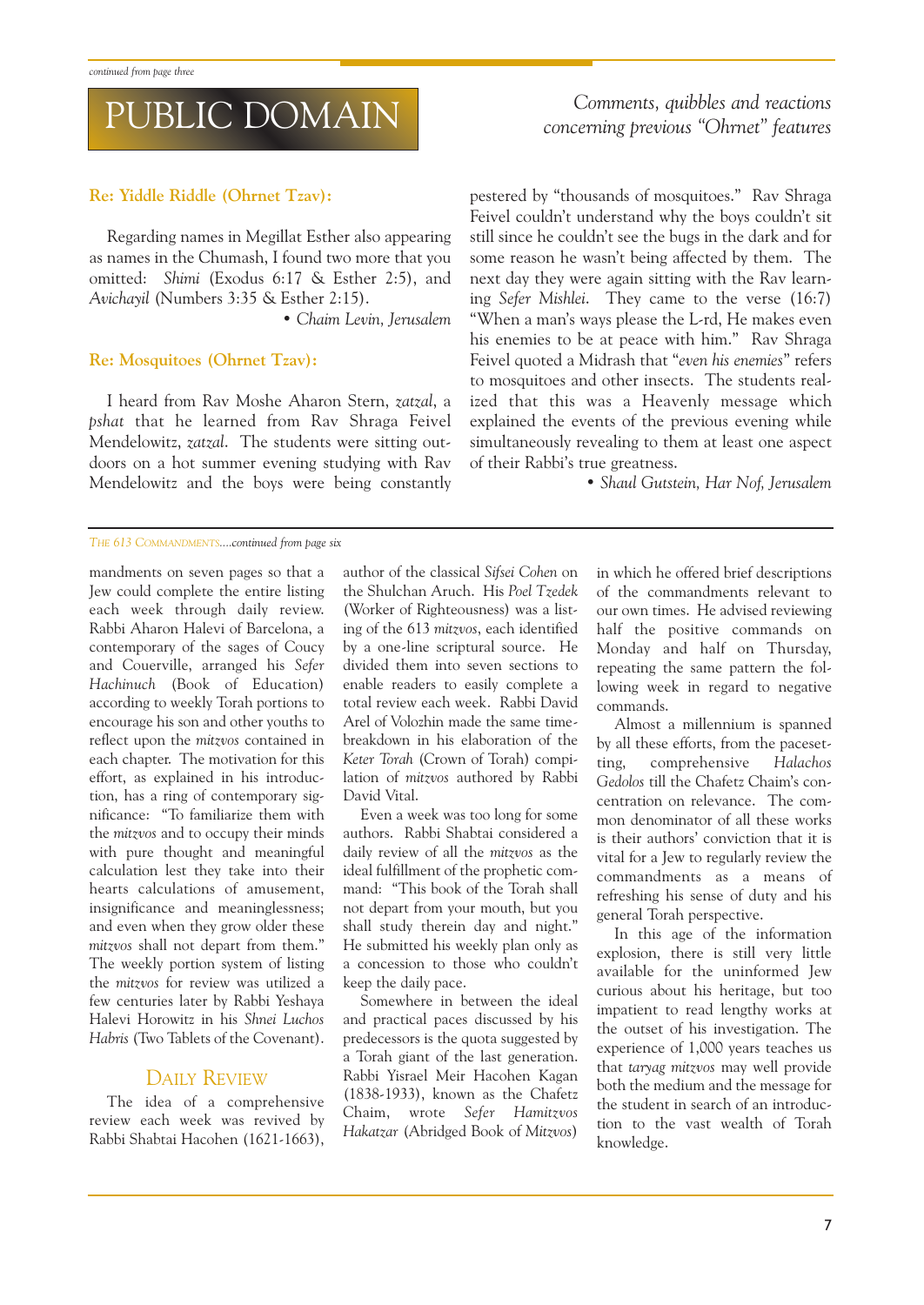*continued from page three*

# PUBLIC DOMAIN

*Comments, quibbles and reactions concerning previous "Ohrnet" features*

### Re: Yiddle Riddle (Ohrnet Tzav):

Regarding names in Megillat Esther also appearing as names in the Chumash, I found two more that you omitted: *Shimi* (Exodus 6:17 & Esther 2:5), and *Avichayil* (Numbers 3:35 & Esther 2:15).

• *Chaim Levin, Jerusalem*

### Re: Mosquitoes (Ohrnet Tzav):

I heard from Rav Moshe Aharon Stern, *zatzal*, a *pshat* that he learned from Rav Shraga Feivel Mendelowitz, *zatzal*. The students were sitting outdoors on a hot summer evening studying with Rav Mendelowitz and the boys were being constantly pestered by "thousands of mosquitoes." Rav Shraga Feivel couldn't understand why the boys couldn't sit still since he couldn't see the bugs in the dark and for some reason he wasn't being affected by them. The next day they were again sitting with the Rav learning *Sefer Mishlei*. They came to the verse (16:7) "When a man's ways please the L-rd, He makes even his enemies to be at peace with him." Rav Shraga Feivel quoted a Midrash that "*even his enemies*" refers to mosquitoes and other insects. The students realized that this was a Heavenly message which explained the events of the previous evening while simultaneously revealing to them at least one aspect of their Rabbi's true greatness.

• *Shaul Gutstein, Har Nof, Jerusalem*

---

*THE 613 COMMANDMENTS....continued from page six*

mandments on seven pages so that a Jew could complete the entire listing each week through daily review. Rabbi Aharon Halevi of Barcelona, a contemporary of the sages of Coucy and Couerville, arranged his *Sefer Hachinuch* (Book of Education) according to weekly Torah portions to encourage his son and other youths to reflect upon the *mitzvos* contained in each chapter. The motivation for this effort, as explained in his introduction, has a ring of contemporary significance: "To familiarize them with the *mitzvos* and to occupy their minds with pure thought and meaningful calculation lest they take into their hearts calculations of amusement, insignificance and meaninglessness; and even when they grow older these *mitzvos* shall not depart from them." The weekly portion system of listing the *mitzvos* for review was utilized a few centuries later by Rabbi Yeshaya Halevi Horowitz in his *Shnei Luchos Habris* (Two Tablets of the Covenant).

## Daily Review

The idea of a comprehensive review each week was revived by Rabbi Shabtai Hacohen (1621-1663), author of the classical *Sifsei Cohen* on the Shulchan Aruch. His *Poel Tzedek* (Worker of Righteousness) was a listing of the 613 *mitzvos*, each identified by a one-line scriptural source. He divided them into seven sections to enable readers to easily complete a total review each week. Rabbi David Arel of Volozhin made the same time-breakdown in his elaboration of the *Keter Torah* (Crown of Torah) compilation of *mitzvos* authored by Rabbi David Vital.

Even a week was too long for some authors. Rabbi Shabtai considered a daily review of all the *mitzvos* as the ideal fulfillment of the prophetic command: "This book of the Torah shall not depart from your mouth, but you shall study therein day and night." He submitted his weekly plan only as a concession to those who couldn't keep the daily pace.

Somewhere in between the ideal and practical paces discussed by his predecessors is the quota suggested by a Torah giant of the last generation. Rabbi Yisrael Meir Hacohen Kagan (1838-1933), known as the Chafetz Chaim, wrote *Sefer Hamitzvos Hakatzar* (Abridged Book of *Mitzvos*) in which he offered brief descriptions of the commandments relevant to our own times. He advised reviewing half the positive commands on Monday and half on Thursday, repeating the same pattern the following week in regard to negative commands.

Almost a millennium is spanned by all these efforts, from the pacesetting, comprehensive *Halachos Gedolos* till the Chafetz Chaim's concentration on relevance. The common denominator of all these works is their authors' conviction that it is vital for a Jew to regularly review the commandments as a means of refreshing his sense of duty and his general Torah perspective.

In this age of the information explosion, there is still very little available for the uninformed Jew curious about his heritage, but too impatient to read lengthy works at the outset of his investigation. The experience of 1,000 years teaches us that *taryag mitzvos* may well provide both the medium and the message for the student in search of an introduction to the vast wealth of Torah knowledge.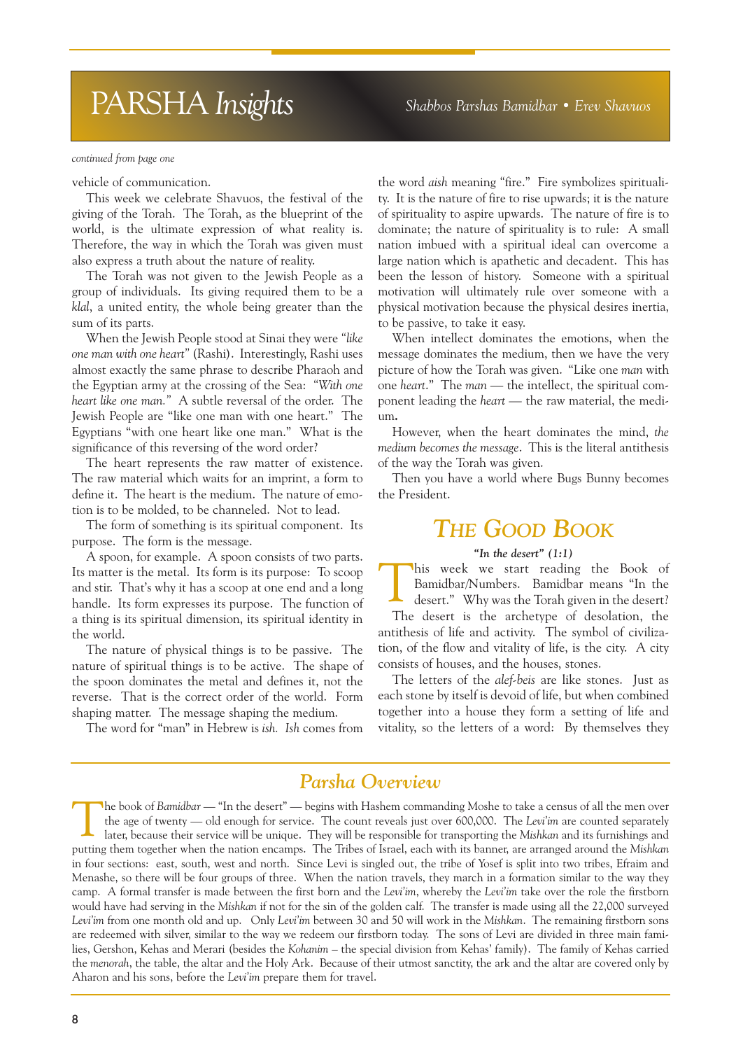# PARSHA *Insights*

*Shabbos Parshas Bamidbar • Erev Shavuos*

*continued from page one*

vehicle of communication.

This week we celebrate Shavuos, the festival of the giving of the Torah. The Torah, as the blueprint of the world, is the ultimate expression of what reality is. Therefore, the way in which the Torah was given must also express a truth about the nature of reality.

The Torah was not given to the Jewish People as a group of individuals. Its giving required them to be a *klal*, a united entity, the whole being greater than the sum of its parts.

When the Jewish People stood at Sinai they were *"like one man with one heart"* (Rashi). Interestingly, Rashi uses almost exactly the same phrase to describe Pharaoh and the Egyptian army at the crossing of the Sea: *"With one heart like one man."* A subtle reversal of the order. The Jewish People are "like one man with one heart." The Egyptians "with one heart like one man." What is the significance of this reversing of the word order?

The heart represents the raw matter of existence. The raw material which waits for an imprint, a form to define it. The heart is the medium. The nature of emotion is to be molded, to be channeled. Not to lead.

The form of something is its spiritual component. Its purpose. The form is the message.

A spoon, for example. A spoon consists of two parts. Its matter is the metal. Its form is its purpose: To scoop and stir. That's why it has a scoop at one end and a long handle. Its form expresses its purpose. The function of a thing is its spiritual dimension, its spiritual identity in the world.

The nature of physical things is to be passive. The nature of spiritual things is to be active. The shape of the spoon dominates the metal and defines it, not the reverse. That is the correct order of the world. Form shaping matter. The message shaping the medium.

The word for "man" in Hebrew is *ish. Ish* comes from the word *aish* meaning "fire." Fire symbolizes spirituality. It is the nature of fire to rise upwards; it is the nature of spirituality to aspire upwards. The nature of fire is to dominate; the nature of spirituality is to rule: A small nation imbued with a spiritual ideal can overcome a large nation which is apathetic and decadent. This has been the lesson of history. Someone with a spiritual motivation will ultimately rule over someone with a physical motivation because the physical desires inertia, to be passive, to take it easy.

When intellect dominates the emotions, when the message dominates the medium, then we have the very picture of how the Torah was given. "Like one *man* with one *heart*." The *man* — the intellect, the spiritual component leading the *heart* — the raw material, the medium**.**

However, when the heart dominates the mind, *the medium becomes the message*. This is the literal antithesis of the way the Torah was given.

Then you have a world where Bugs Bunny becomes the President.

## The Good Book

***"In the desert" (1:1)***

This week we start reading the Book of Bamidbar/Numbers. Bamidbar means "In the desert." Why was the Torah given in the desert? The desert is the archetype of desolation, the antithesis of life and activity. The symbol of civilization, of the flow and vitality of life, is the city. A city consists of houses, and the houses, stones.

The letters of the *alef-beis* are like stones. Just as each stone by itself is devoid of life, but when combined together into a house they form a setting of life and vitality, so the letters of a word: By themselves they

## *Parsha Overview*

The book of *Bamidbar* — "In the desert" — begins with Hashem commanding Moshe to take a census of all the men over the age of twenty — old enough for service. The count reveals just over 600,000. The *Levi'im* are counted separately later, because their service will be unique. They will be responsible for transporting the *Mishkan* and its furnishings and putting them together when the nation encamps. The Tribes of Israel, each with its banner, are arranged around the *Mishkan* in four sections: east, south, west and north. Since Levi is singled out, the tribe of Yosef is split into two tribes, Efraim and Menashe, so there will be four groups of three. When the nation travels, they march in a formation similar to the way they camp. A formal transfer is made between the first born and the *Levi'im*, whereby the *Levi'im* take over the role the firstborn would have had serving in the *Mishkan* if not for the sin of the golden calf. The transfer is made using all the 22,000 surveyed *Levi'im* from one month old and up. Only *Levi'im* between 30 and 50 will work in the *Mishkan*. The remaining firstborn sons are redeemed with silver, similar to the way we redeem our firstborn today. The sons of Levi are divided in three main families, Gershon, Kehas and Merari (besides the *Kohanim* – the special division from Kehas' family). The family of Kehas carried the *menorah*, the table, the altar and the Holy Ark. Because of their utmost sanctity, the ark and the altar are covered only by Aharon and his sons, before the *Levi'im* prepare them for travel.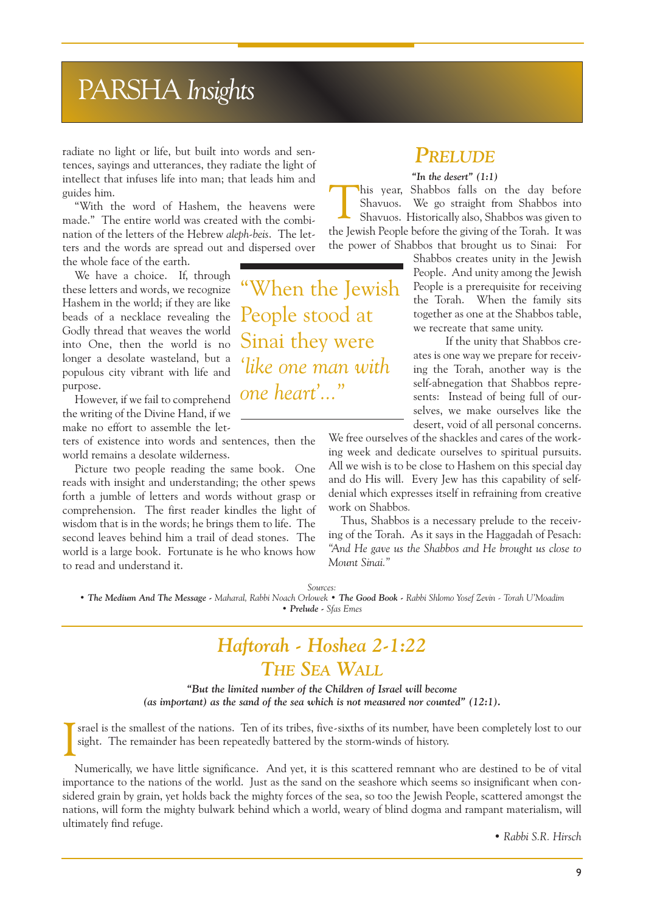# PARSHA *Insights*

radiate no light or life, but built into words and sentences, sayings and utterances, they radiate the light of intellect that infuses life into man; that leads him and guides him.

"With the word of Hashem, the heavens were made." The entire world was created with the combination of the letters of the Hebrew *aleph-beis*. The letters and the words are spread out and dispersed over the whole face of the earth.

We have a choice. If, through these letters and words, we recognize Hashem in the world; if they are like beads of a necklace revealing the Godly thread that weaves the world into One, then the world is no longer a desolate wasteland, but a populous city vibrant with life and purpose.

However, if we fail to comprehend the writing of the Divine Hand, if we make no effort to assemble the letters of existence into words and sentences, then the world remains a desolate wilderness.

Picture two people reading the same book. One reads with insight and understanding; the other spews forth a jumble of letters and words without grasp or comprehension. The first reader kindles the light of wisdom that is in the words; he brings them to life. The second leaves behind him a trail of dead stones. The world is a large book. Fortunate is he who knows how to read and understand it.

> "When the Jewish People stood at Sinai they were *'like one man with one heart'...*"

## PRELUDE

***"In the desert" (1:1)***

This year, Shabbos falls on the day before Shavuos. We go straight from Shabbos into Shavuos. Historically also, Shabbos was given to the Jewish People before the giving of the Torah. It was the power of Shabbos that brought us to Sinai: For Shabbos creates unity in the Jewish People. And unity among the Jewish People is a prerequisite for receiving the Torah. When the family sits together as one at the Shabbos table, we recreate that same unity.

If the unity that Shabbos creates is one way we prepare for receiving the Torah, another way is the self-abnegation that Shabbos represents: Instead of being full of ourselves, we make ourselves like the desert, void of all personal concerns. We free ourselves of the shackles and cares of the working week and dedicate ourselves to spiritual pursuits. All we wish is to be close to Hashem on this special day and do His will. Every Jew has this capability of self-denial which expresses itself in refraining from creative work on Shabbos.

Thus, Shabbos is a necessary prelude to the receiving of the Torah. As it says in the Haggadah of Pesach: *"And He gave us the Shabbos and He brought us close to Mount Sinai."*

*Sources:*
• ***The Medium And The Message*** *- Maharal, Rabbi Noach Orlowek* • ***The Good Book*** *- Rabbi Shlomo Yosef Zevin - Torah U'Moadim*
• ***Prelude*** *- Sfas Emes*

## *Haftorah - Hoshea 2-1:22*
## *THE SEA WALL*

***"But the limited number of the Children of Israel will become (as important) as the sand of the sea which is not measured nor counted" (12:1).***

Israel is the smallest of the nations. Ten of its tribes, five-sixths of its number, have been completely lost to our sight. The remainder has been repeatedly battered by the storm-winds of history.

Numerically, we have little significance. And yet, it is this scattered remnant who are destined to be of vital importance to the nations of the world. Just as the sand on the seashore which seems so insignificant when considered grain by grain, yet holds back the mighty forces of the sea, so too the Jewish People, scattered amongst the nations, will form the mighty bulwark behind which a world, weary of blind dogma and rampant materialism, will ultimately find refuge.

• *Rabbi S.R. Hirsch*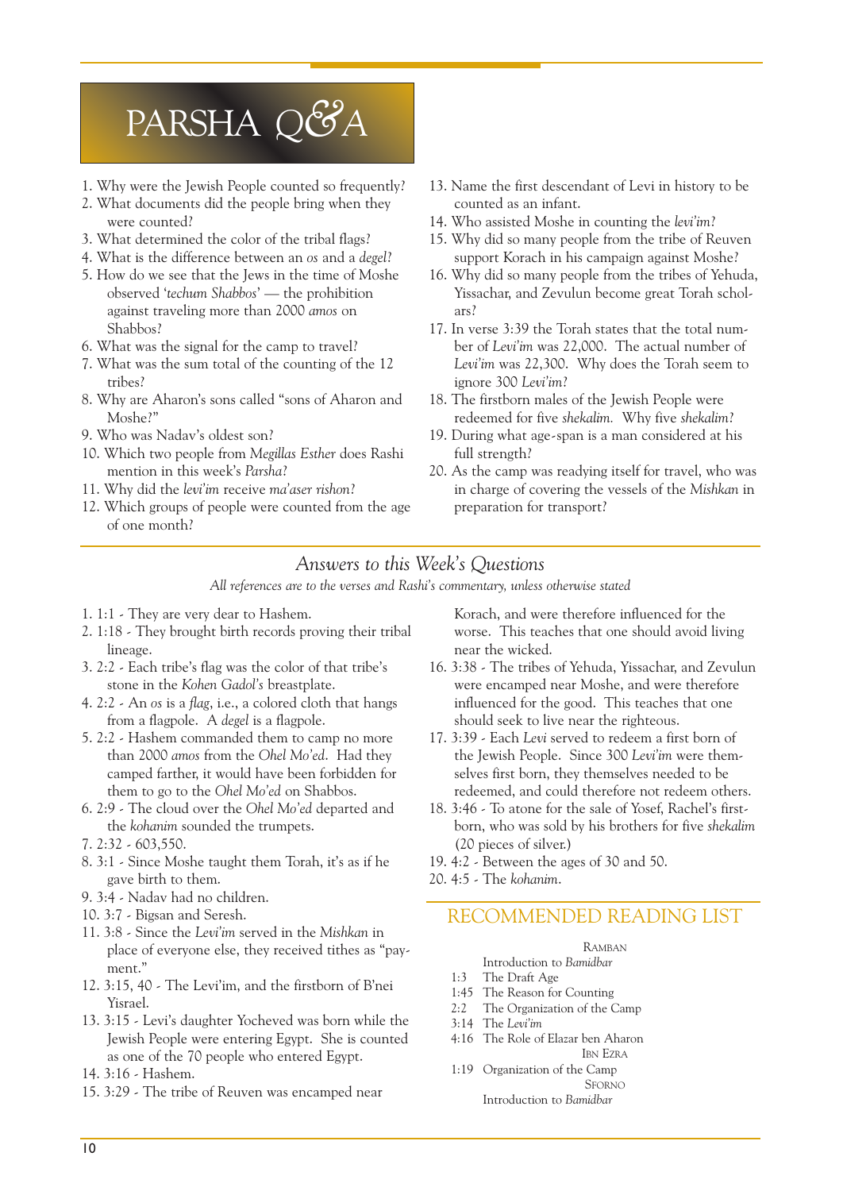# PARSHA Q&A

1. Why were the Jewish People counted so frequently?
2. What documents did the people bring when they were counted?
3. What determined the color of the tribal flags?
4. What is the difference between an *os* and a *degel*?
5. How do we see that the Jews in the time of Moshe observed '*techum Shabbos*' — the prohibition against traveling more than 2000 *amos* on Shabbos?
6. What was the signal for the camp to travel?
7. What was the sum total of the counting of the 12 tribes?
8. Why are Aharon's sons called "sons of Aharon and Moshe?"
9. Who was Nadav's oldest son?
10. Which two people from *Megillas Esther* does Rashi mention in this week's *Parsha*?
11. Why did the *levi'im* receive *ma'aser rishon*?
12. Which groups of people were counted from the age of one month?
13. Name the first descendant of Levi in history to be counted as an infant.
14. Who assisted Moshe in counting the *levi'im*?
15. Why did so many people from the tribe of Reuven support Korach in his campaign against Moshe?
16. Why did so many people from the tribes of Yehuda, Yissachar, and Zevulun become great Torah scholars?
17. In verse 3:39 the Torah states that the total number of *Levi'im* was 22,000. The actual number of *Levi'im* was 22,300. Why does the Torah seem to ignore 300 *Levi'im*?
18. The firstborn males of the Jewish People were redeemed for five *shekalim*. Why five *shekalim*?
19. During what age-span is a man considered at his full strength?
20. As the camp was readying itself for travel, who was in charge of covering the vessels of the *Mishkan* in preparation for transport?

## *Answers to this Week's Questions*

*All references are to the verses and Rashi's commentary, unless otherwise stated*

1. 1:1 - They are very dear to Hashem.
2. 1:18 - They brought birth records proving their tribal lineage.
3. 2:2 - Each tribe's flag was the color of that tribe's stone in the *Kohen Gadol's* breastplate.
4. 2:2 - An *os* is a *flag*, i.e., a colored cloth that hangs from a flagpole. A *degel* is a flagpole.
5. 2:2 - Hashem commanded them to camp no more than 2000 *amos* from the *Ohel Mo'ed*. Had they camped farther, it would have been forbidden for them to go to the *Ohel Mo'ed* on Shabbos.
6. 2:9 - The cloud over the *Ohel Mo'ed* departed and the *kohanim* sounded the trumpets.
7. 2:32 - 603,550.
8. 3:1 - Since Moshe taught them Torah, it's as if he gave birth to them.
9. 3:4 - Nadav had no children.
10. 3:7 - Bigsan and Seresh.
11. 3:8 - Since the *Levi'im* served in the *Mishkan* in place of everyone else, they received tithes as "payment."
12. 3:15, 40 - The Levi'im, and the firstborn of B'nei Yisrael.
13. 3:15 - Levi's daughter Yocheved was born while the Jewish People were entering Egypt. She is counted as one of the 70 people who entered Egypt.
14. 3:16 - Hashem.
15. 3:29 - The tribe of Reuven was encamped near Korach, and were therefore influenced for the worse. This teaches that one should avoid living near the wicked.
16. 3:38 - The tribes of Yehuda, Yissachar, and Zevulun were encamped near Moshe, and were therefore influenced for the good. This teaches that one should seek to live near the righteous.
17. 3:39 - Each *Levi* served to redeem a first born of the Jewish People. Since 300 *Levi'im* were themselves first born, they themselves needed to be redeemed, and could therefore not redeem others.
18. 3:46 - To atone for the sale of Yosef, Rachel's firstborn, who was sold by his brothers for five *shekalim* (20 pieces of silver.)
19. 4:2 - Between the ages of 30 and 50.
20. 4:5 - The *kohanim*.

## RECOMMENDED READING LIST

RAMBAN

- Introduction to *Bamidbar*
- 1:3 The Draft Age
- 1:45 The Reason for Counting
- 2:2 The Organization of the Camp
- 3:14 The *Levi'im*
- 4:16 The Role of Elazar ben Aharon

IBN EZRA

- 1:19 Organization of the Camp

SFORNO

- Introduction to *Bamidbar*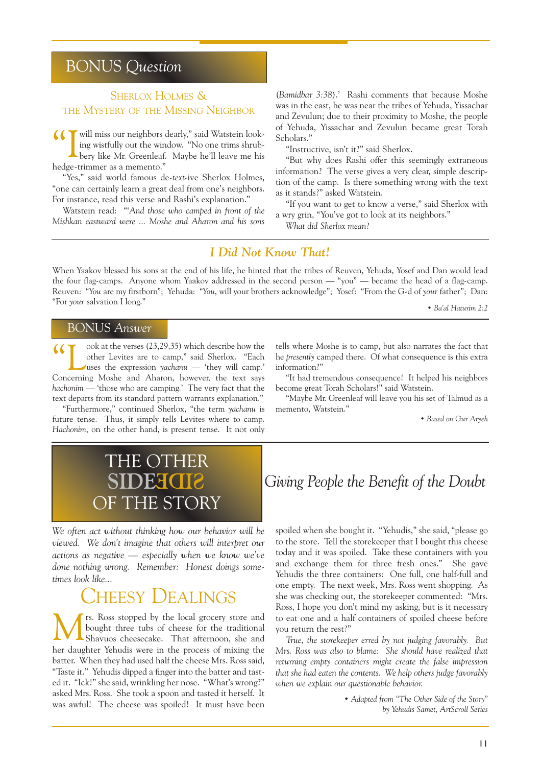## BONUS *Question*

### Sherlox Holmes & the Mystery of the Missing Neighbor

"I will miss our neighbors dearly," said Watstein looking wistfully out the window. "No one trims shrubbery like Mr. Greenleaf. Maybe he'll leave me his hedge-trimmer as a memento."

"Yes," said world famous de-*text*-ive Sherlox Holmes, "one can certainly learn a great deal from one's neighbors. For instance, read this verse and Rashi's explanation."

Watstein read: "'*And those who camped in front of the Mishkan eastward were ... Moshe and Aharon and his sons* (*Bamidbar 3:38*).' Rashi comments that because Moshe was in the east, he was near the tribes of Yehuda, Yissachar and Zevulun; due to their proximity to Moshe, the people of Yehuda, Yissachar and Zevulun became great Torah Scholars."

"Instructive, isn't it?" said Sherlox.

"But why does Rashi offer this seemingly extraneous information? The verse gives a very clear, simple description of the camp. Is there something wrong with the text as it stands?" asked Watstein.

"If you want to get to know a verse," said Sherlox with a wry grin, "You've got to look at its neighbors."

*What did Sherlox mean?*

## *I Did Not Know That!*

When Yaakov blessed his sons at the end of his life, he hinted that the tribes of Reuven, Yehuda, Yosef and Dan would lead the four flag-camps. Anyone whom Yaakov addressed in the second person — "you" — became the head of a flag-camp. Reuven: "*You* are my firstborn"; Yehuda: "*You*, will your brothers acknowledge"; Yosef: "From the G-d of *your* father"; Dan: "For *your* salvation I long."

• *Ba'al Haturim 2:2*

## BONUS *Answer*

"Look at the verses (23,29,35) which describe how the other Levites are to camp," said Sherlox. "Each uses the expression *yachanu* — 'they will camp.' Concerning Moshe and Aharon, however, the text says *hachonim* — 'those who are camping.' The very fact that the text departs from its standard pattern warrants explanation."

"Furthermore," continued Sherlox, "the term *yachanu* is future tense. Thus, it simply tells Levites where to camp. *Hachonim*, on the other hand, is present tense. It not only tells where Moshe is to camp, but also narrates the fact that he *presently* camped there. Of what consequence is this extra information?"

"It had tremendous consequence! It helped his neighbors become great Torah Scholars!" said Watstein.

"Maybe Mr. Greenleaf will leave you his set of Talmud as a memento, Watstein."

• *Based on Gur Aryeh*

## THE OTHER SIDE OF THE STORY

## *Giving People the Benefit of the Doubt*

*We often act without thinking how our behavior will be viewed. We don't imagine that others will interpret our actions as negative — especially when we know we've done nothing wrong. Remember: Honest doings sometimes look like...*

### Cheesy Dealings

Mrs. Ross stopped by the local grocery store and bought three tubs of cheese for the traditional Shavuos cheesecake. That afternoon, she and her daughter Yehudis were in the process of mixing the batter. When they had used half the cheese Mrs. Ross said, "Taste it." Yehudis dipped a finger into the batter and tasted it. "Ick!" she said, wrinkling her nose. "What's wrong?" asked Mrs. Ross. She took a spoon and tasted it herself. It was awful! The cheese was spoiled! It must have been spoiled when she bought it. "Yehudis," she said, "please go to the store. Tell the storekeeper that I bought this cheese today and it was spoiled. Take these containers with you and exchange them for three fresh ones." She gave Yehudis the three containers: One full, one half-full and one empty. The next week, Mrs. Ross went shopping. As she was checking out, the storekeeper commented: "Mrs. Ross, I hope you don't mind my asking, but is it necessary to eat one and a half containers of spoiled cheese before you return the rest?"

*True, the storekeeper erred by not judging favorably. But Mrs. Ross was also to blame: She should have realized that returning empty containers might create the false impression that she had eaten the contents. We help others judge favorably when we explain our questionable behavior.*

• *Adapted from "The Other Side of the Story" by Yehudis Samet, ArtScroll Series*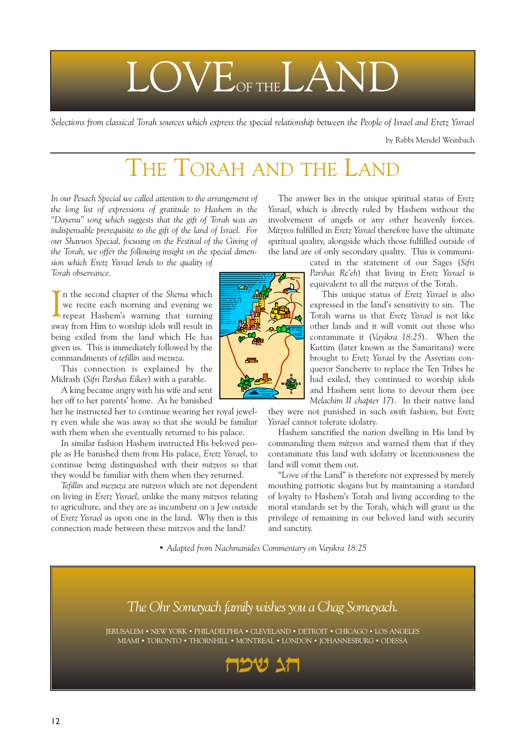# LOVE OF THE LAND

*Selections from classical Torah sources which express the special relationship between the People of Israel and Eretz Yisrael*

by Rabbi Mendel Weinbach

## THE TORAH AND THE LAND

*In our Pesach Special we called attention to the arrangement of the long list of expressions of gratitude to Hashem in the "Dayenu" song which suggests that the gift of Torah was an indispensable prerequisite to the gift of the land of Israel. For our Shavuos Special, focusing on the Festival of the Giving of the Torah, we offer the following insight on the special dimension which Eretz Yisrael lends to the quality of Torah observance.*

In the second chapter of the *Shema* which we recite each morning and evening we repeat Hashem's warning that turning away from Him to worship idols will result in being exiled from the land which He has given us. This is immediately followed by the commandments of *tefillin* and *mezuza*.

This connection is explained by the Midrash (*Sifri Parshas Eikev*) with a parable.

A king became angry with his wife and sent her off to her parents' home. As he banished her he instructed her to continue wearing her royal jewelry even while she was away so that she would be familiar with them when she eventually returned to his palace.

In similar fashion Hashem instructed His beloved people as He banished them from His palace, *Eretz Yisrael*, to continue being distinguished with their *mitzvos* so that they would be familiar with them when they returned.

*Tefillin* and *mezuza* are *mitzvos* which are not dependent on living in *Eretz Yisrael*, unlike the many *mitzvos* relating to agriculture, and they are as incumbent on a Jew outside of *Eretz Yisrael* as upon one in the land. Why then is this connection made between these mitzvos and the land?

The answer lies in the unique spiritual status of *Eretz Yisrael*, which is directly ruled by Hashem without the involvement of angels or any other heavenly forces. *Mitzvos* fulfilled in *Eretz Yisrael* therefore have the ultimate spiritual quality, alongside which those fulfilled outside of the land are of only secondary quality. This is communicated in the statement of our Sages (*Sifri Parshas Re'eh*) that living in *Eretz Yisrael* is equivalent to all the *mitzvos* of the Torah.

This unique status of *Eretz Yisrael* is also expressed in the land's sensitivity to sin. The Torah warns us that *Eretz Yisrael* is not like other lands and it will vomit out those who contaminate it (*Vayikra 18:25*). When the Kuttim (later known as the Samaritans) were brought to *Eretz Yisrael* by the Assyrian conqueror Sancheriv to replace the Ten Tribes he had exiled, they continued to worship idols and Hashem sent lions to devour them (see *Melachim II chapter 17*). In their native land they were not punished in such swift fashion, but *Eretz Yisrael* cannot tolerate idolatry.

Hashem sanctified the nation dwelling in His land by commanding them *mitzvos* and warned them that if they contaminate this land with idolatry or licentiousness the land will vomit them out.

"Love of the Land" is therefore not expressed by merely mouthing patriotic slogans but by maintaining a standard of loyalty to Hashem's Torah and living according to the moral standards set by the Torah, which will grant us the privilege of remaining in our beloved land with security and sanctity.

• *Adapted from Nachmanides Commentary on Vayikra 18:25*

*The Ohr Somayach family wishes you a Chag Somayach.*

JERUSALEM • NEW YORK • PHILADELPHIA • CLEVELAND • DETROIT • CHICAGO • LOS ANGELES
MIAMI • TORONTO • THORNHILL • MONTREAL • LONDON • JOHANNESBURG • ODESSA

חג שמח